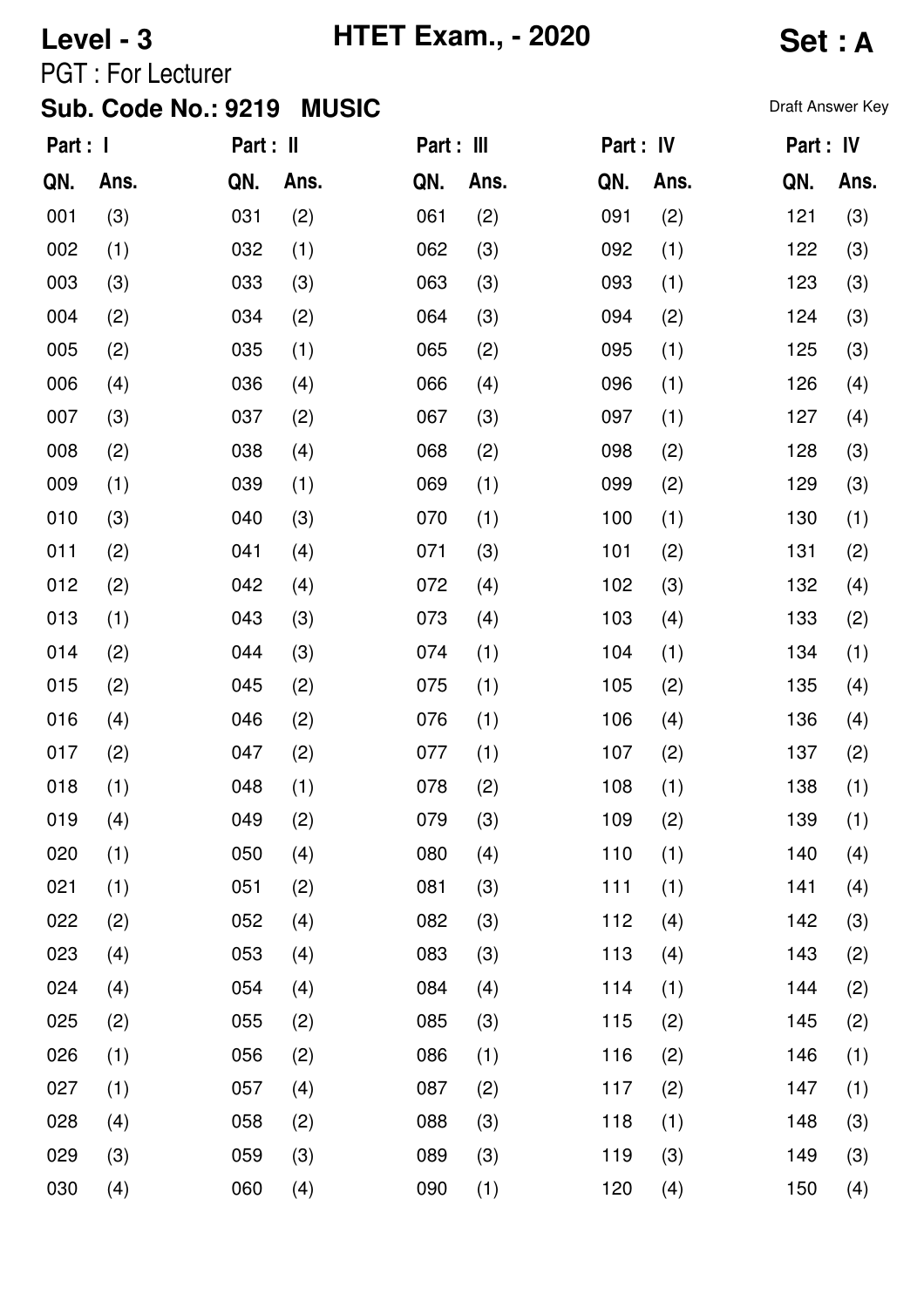**Level - 3** | **HTET Exam., - 2020** | **Set : A**

PGT : For Lecturer

**Sub. Code No.: 9219 MUSIC**

Draft Answer Key

| Part : I | | Part : II | | Part : III | | Part : IV | | Part : IV | |
|---|---|---|---|---|---|---|---|---|---|
| QN. | Ans. | QN. | Ans. | QN. | Ans. | QN. | Ans. | QN. | Ans. |
| 001 | (3) | 031 | (2) | 061 | (2) | 091 | (2) | 121 | (3) |
| 002 | (1) | 032 | (1) | 062 | (3) | 092 | (1) | 122 | (3) |
| 003 | (3) | 033 | (3) | 063 | (3) | 093 | (1) | 123 | (3) |
| 004 | (2) | 034 | (2) | 064 | (3) | 094 | (2) | 124 | (3) |
| 005 | (2) | 035 | (1) | 065 | (2) | 095 | (1) | 125 | (3) |
| 006 | (4) | 036 | (4) | 066 | (4) | 096 | (1) | 126 | (4) |
| 007 | (3) | 037 | (2) | 067 | (3) | 097 | (1) | 127 | (4) |
| 008 | (2) | 038 | (4) | 068 | (2) | 098 | (2) | 128 | (3) |
| 009 | (1) | 039 | (1) | 069 | (1) | 099 | (2) | 129 | (3) |
| 010 | (3) | 040 | (3) | 070 | (1) | 100 | (1) | 130 | (1) |
| 011 | (2) | 041 | (4) | 071 | (3) | 101 | (2) | 131 | (2) |
| 012 | (2) | 042 | (4) | 072 | (4) | 102 | (3) | 132 | (4) |
| 013 | (1) | 043 | (3) | 073 | (4) | 103 | (4) | 133 | (2) |
| 014 | (2) | 044 | (3) | 074 | (1) | 104 | (1) | 134 | (1) |
| 015 | (2) | 045 | (2) | 075 | (1) | 105 | (2) | 135 | (4) |
| 016 | (4) | 046 | (2) | 076 | (1) | 106 | (4) | 136 | (4) |
| 017 | (2) | 047 | (2) | 077 | (1) | 107 | (2) | 137 | (2) |
| 018 | (1) | 048 | (1) | 078 | (2) | 108 | (1) | 138 | (1) |
| 019 | (4) | 049 | (2) | 079 | (3) | 109 | (2) | 139 | (1) |
| 020 | (1) | 050 | (4) | 080 | (4) | 110 | (1) | 140 | (4) |
| 021 | (1) | 051 | (2) | 081 | (3) | 111 | (1) | 141 | (4) |
| 022 | (2) | 052 | (4) | 082 | (3) | 112 | (4) | 142 | (3) |
| 023 | (4) | 053 | (4) | 083 | (3) | 113 | (4) | 143 | (2) |
| 024 | (4) | 054 | (4) | 084 | (4) | 114 | (1) | 144 | (2) |
| 025 | (2) | 055 | (2) | 085 | (3) | 115 | (2) | 145 | (2) |
| 026 | (1) | 056 | (2) | 086 | (1) | 116 | (2) | 146 | (1) |
| 027 | (1) | 057 | (4) | 087 | (2) | 117 | (2) | 147 | (1) |
| 028 | (4) | 058 | (2) | 088 | (3) | 118 | (1) | 148 | (3) |
| 029 | (3) | 059 | (3) | 089 | (3) | 119 | (3) | 149 | (3) |
| 030 | (4) | 060 | (4) | 090 | (1) | 120 | (4) | 150 | (4) |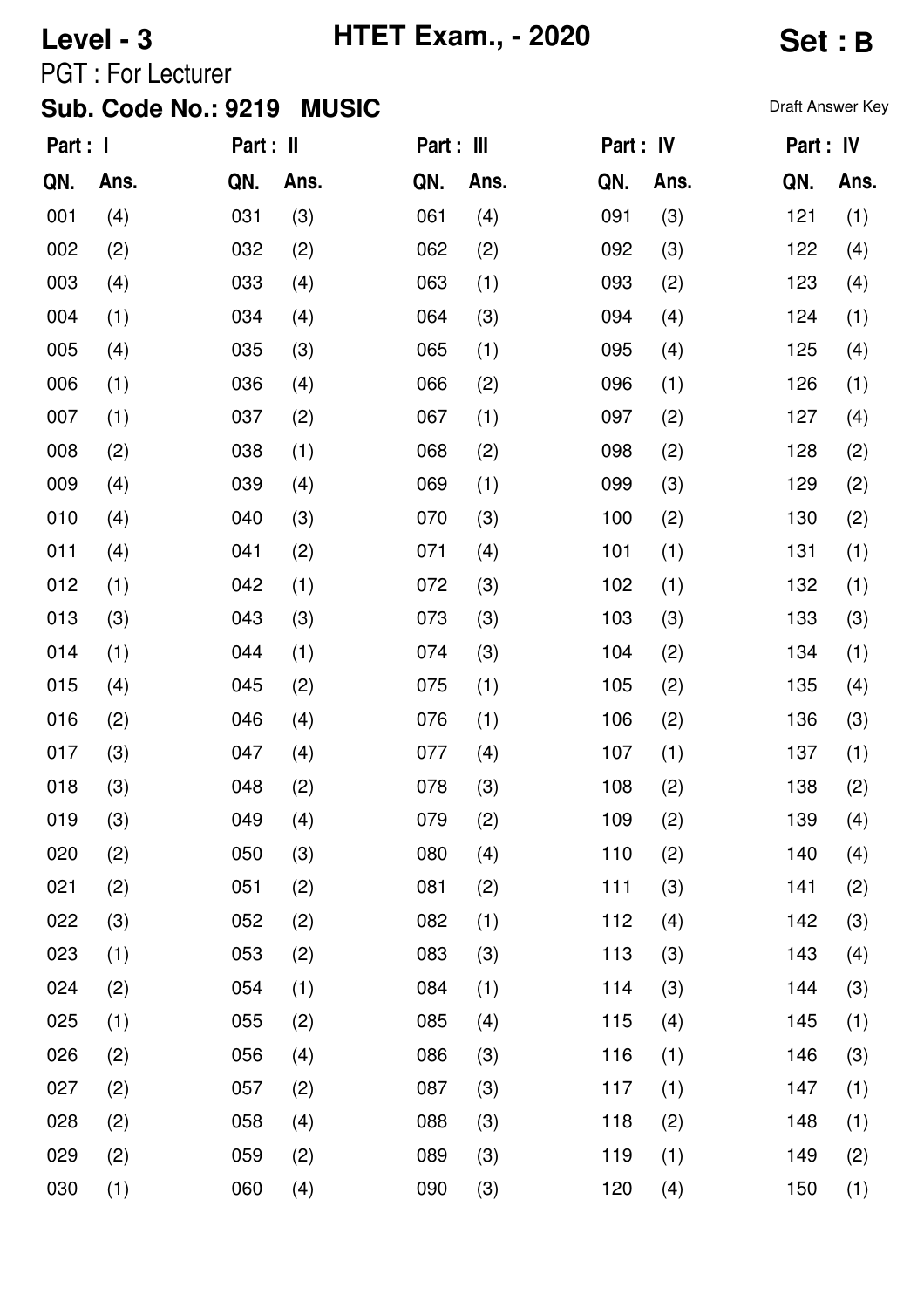**Level - 3** **HTET Exam., - 2020** **Set : B**

PGT : For Lecturer

**Sub. Code No.: 9219 MUSIC**

Draft Answer Key

| Part : I | | Part : II | | Part : III | | Part : IV | | Part : IV | |
|---|---|---|---|---|---|---|---|---|---|
| QN. | Ans. | QN. | Ans. | QN. | Ans. | QN. | Ans. | QN. | Ans. |
| 001 | (4) | 031 | (3) | 061 | (4) | 091 | (3) | 121 | (1) |
| 002 | (2) | 032 | (2) | 062 | (2) | 092 | (3) | 122 | (4) |
| 003 | (4) | 033 | (4) | 063 | (1) | 093 | (2) | 123 | (4) |
| 004 | (1) | 034 | (4) | 064 | (3) | 094 | (4) | 124 | (1) |
| 005 | (4) | 035 | (3) | 065 | (1) | 095 | (4) | 125 | (4) |
| 006 | (1) | 036 | (4) | 066 | (2) | 096 | (1) | 126 | (1) |
| 007 | (1) | 037 | (2) | 067 | (1) | 097 | (2) | 127 | (4) |
| 008 | (2) | 038 | (1) | 068 | (2) | 098 | (2) | 128 | (2) |
| 009 | (4) | 039 | (4) | 069 | (1) | 099 | (3) | 129 | (2) |
| 010 | (4) | 040 | (3) | 070 | (3) | 100 | (2) | 130 | (2) |
| 011 | (4) | 041 | (2) | 071 | (4) | 101 | (1) | 131 | (1) |
| 012 | (1) | 042 | (1) | 072 | (3) | 102 | (1) | 132 | (1) |
| 013 | (3) | 043 | (3) | 073 | (3) | 103 | (3) | 133 | (3) |
| 014 | (1) | 044 | (1) | 074 | (3) | 104 | (2) | 134 | (1) |
| 015 | (4) | 045 | (2) | 075 | (1) | 105 | (2) | 135 | (4) |
| 016 | (2) | 046 | (4) | 076 | (1) | 106 | (2) | 136 | (3) |
| 017 | (3) | 047 | (4) | 077 | (4) | 107 | (1) | 137 | (1) |
| 018 | (3) | 048 | (2) | 078 | (3) | 108 | (2) | 138 | (2) |
| 019 | (3) | 049 | (4) | 079 | (2) | 109 | (2) | 139 | (4) |
| 020 | (2) | 050 | (3) | 080 | (4) | 110 | (2) | 140 | (4) |
| 021 | (2) | 051 | (2) | 081 | (2) | 111 | (3) | 141 | (2) |
| 022 | (3) | 052 | (2) | 082 | (1) | 112 | (4) | 142 | (3) |
| 023 | (1) | 053 | (2) | 083 | (3) | 113 | (3) | 143 | (4) |
| 024 | (2) | 054 | (1) | 084 | (1) | 114 | (3) | 144 | (3) |
| 025 | (1) | 055 | (2) | 085 | (4) | 115 | (4) | 145 | (1) |
| 026 | (2) | 056 | (4) | 086 | (3) | 116 | (1) | 146 | (3) |
| 027 | (2) | 057 | (2) | 087 | (3) | 117 | (1) | 147 | (1) |
| 028 | (2) | 058 | (4) | 088 | (3) | 118 | (2) | 148 | (1) |
| 029 | (2) | 059 | (2) | 089 | (3) | 119 | (1) | 149 | (2) |
| 030 | (1) | 060 | (4) | 090 | (3) | 120 | (4) | 150 | (1) |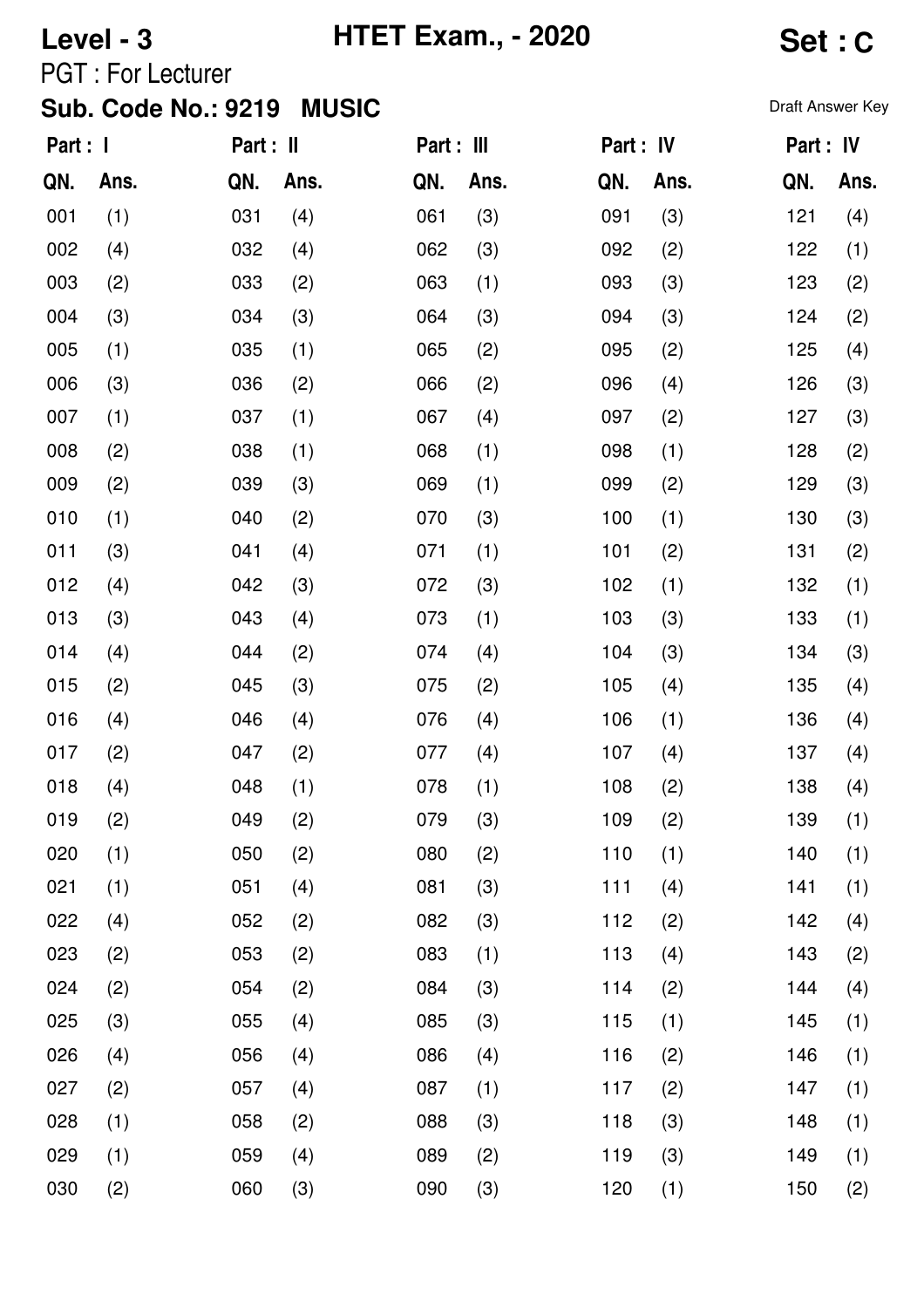**Level - 3** **HTET Exam., - 2020** **Set : C**

PGT : For Lecturer

**Sub. Code No.: 9219 MUSIC**

Draft Answer Key

| Part : I | | Part : II | | Part : III | | Part : IV | | Part : IV | |
|---|---|---|---|---|---|---|---|---|---|
| **QN.** | **Ans.** | **QN.** | **Ans.** | **QN.** | **Ans.** | **QN.** | **Ans.** | **QN.** | **Ans.** |
| 001 | (1) | 031 | (4) | 061 | (3) | 091 | (3) | 121 | (4) |
| 002 | (4) | 032 | (4) | 062 | (3) | 092 | (2) | 122 | (1) |
| 003 | (2) | 033 | (2) | 063 | (1) | 093 | (3) | 123 | (2) |
| 004 | (3) | 034 | (3) | 064 | (3) | 094 | (3) | 124 | (2) |
| 005 | (1) | 035 | (1) | 065 | (2) | 095 | (2) | 125 | (4) |
| 006 | (3) | 036 | (2) | 066 | (2) | 096 | (4) | 126 | (3) |
| 007 | (1) | 037 | (1) | 067 | (4) | 097 | (2) | 127 | (3) |
| 008 | (2) | 038 | (1) | 068 | (1) | 098 | (1) | 128 | (2) |
| 009 | (2) | 039 | (3) | 069 | (1) | 099 | (2) | 129 | (3) |
| 010 | (1) | 040 | (2) | 070 | (3) | 100 | (1) | 130 | (3) |
| 011 | (3) | 041 | (4) | 071 | (1) | 101 | (2) | 131 | (2) |
| 012 | (4) | 042 | (3) | 072 | (3) | 102 | (1) | 132 | (1) |
| 013 | (3) | 043 | (4) | 073 | (1) | 103 | (3) | 133 | (1) |
| 014 | (4) | 044 | (2) | 074 | (4) | 104 | (3) | 134 | (3) |
| 015 | (2) | 045 | (3) | 075 | (2) | 105 | (4) | 135 | (4) |
| 016 | (4) | 046 | (4) | 076 | (4) | 106 | (1) | 136 | (4) |
| 017 | (2) | 047 | (2) | 077 | (4) | 107 | (4) | 137 | (4) |
| 018 | (4) | 048 | (1) | 078 | (1) | 108 | (2) | 138 | (4) |
| 019 | (2) | 049 | (2) | 079 | (3) | 109 | (2) | 139 | (1) |
| 020 | (1) | 050 | (2) | 080 | (2) | 110 | (1) | 140 | (1) |
| 021 | (1) | 051 | (4) | 081 | (3) | 111 | (4) | 141 | (1) |
| 022 | (4) | 052 | (2) | 082 | (3) | 112 | (2) | 142 | (4) |
| 023 | (2) | 053 | (2) | 083 | (1) | 113 | (4) | 143 | (2) |
| 024 | (2) | 054 | (2) | 084 | (3) | 114 | (2) | 144 | (4) |
| 025 | (3) | 055 | (4) | 085 | (3) | 115 | (1) | 145 | (1) |
| 026 | (4) | 056 | (4) | 086 | (4) | 116 | (2) | 146 | (1) |
| 027 | (2) | 057 | (4) | 087 | (1) | 117 | (2) | 147 | (1) |
| 028 | (1) | 058 | (2) | 088 | (3) | 118 | (3) | 148 | (1) |
| 029 | (1) | 059 | (4) | 089 | (2) | 119 | (3) | 149 | (1) |
| 030 | (2) | 060 | (3) | 090 | (3) | 120 | (1) | 150 | (2) |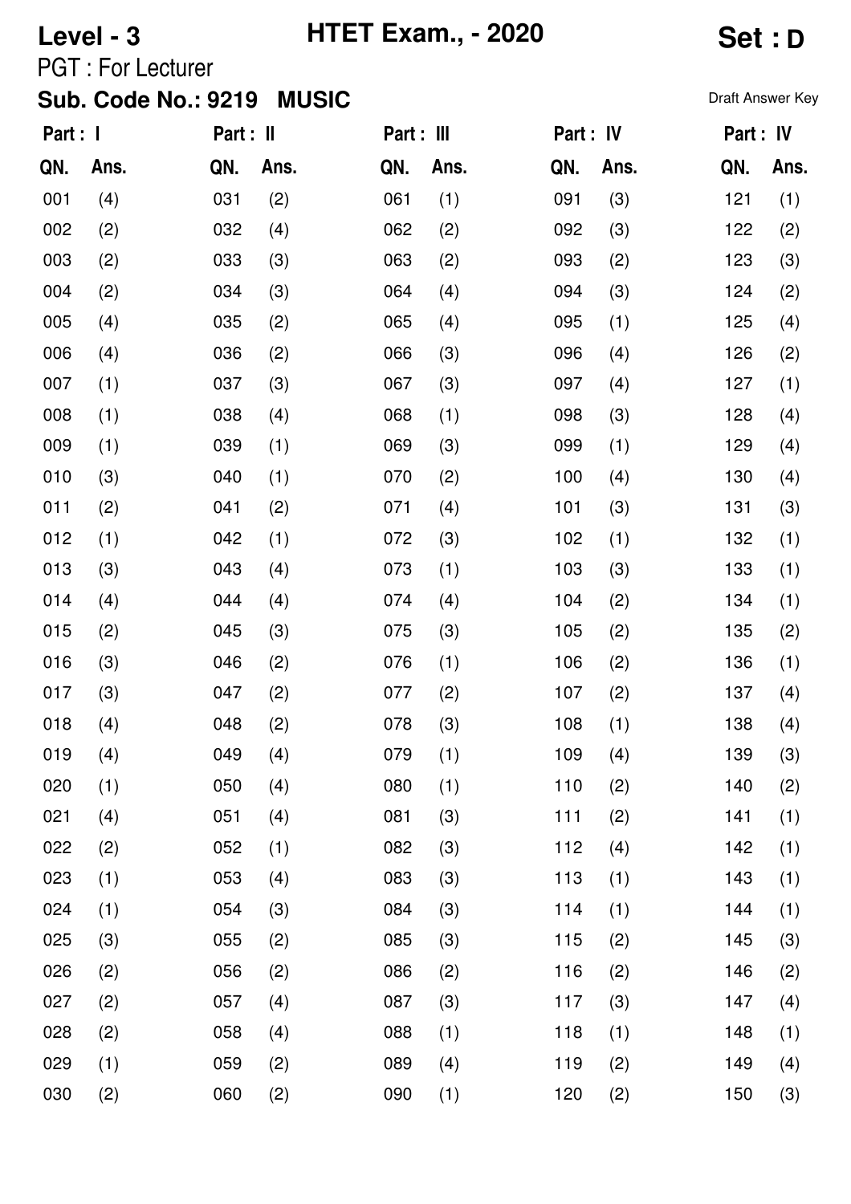**Level - 3** **HTET Exam., - 2020** **Set : D**

PGT : For Lecturer

**Sub. Code No.: 9219 MUSIC**

Draft Answer Key

| Part : I | | Part : II | | Part : III | | Part : IV | | Part : IV | |
|---|---|---|---|---|---|---|---|---|---|
| QN. | Ans. | QN. | Ans. | QN. | Ans. | QN. | Ans. | QN. | Ans. |
| 001 | (4) | 031 | (2) | 061 | (1) | 091 | (3) | 121 | (1) |
| 002 | (2) | 032 | (4) | 062 | (2) | 092 | (3) | 122 | (2) |
| 003 | (2) | 033 | (3) | 063 | (2) | 093 | (2) | 123 | (3) |
| 004 | (2) | 034 | (3) | 064 | (4) | 094 | (3) | 124 | (2) |
| 005 | (4) | 035 | (2) | 065 | (4) | 095 | (1) | 125 | (4) |
| 006 | (4) | 036 | (2) | 066 | (3) | 096 | (4) | 126 | (2) |
| 007 | (1) | 037 | (3) | 067 | (3) | 097 | (4) | 127 | (1) |
| 008 | (1) | 038 | (4) | 068 | (1) | 098 | (3) | 128 | (4) |
| 009 | (1) | 039 | (1) | 069 | (3) | 099 | (1) | 129 | (4) |
| 010 | (3) | 040 | (1) | 070 | (2) | 100 | (4) | 130 | (4) |
| 011 | (2) | 041 | (2) | 071 | (4) | 101 | (3) | 131 | (3) |
| 012 | (1) | 042 | (1) | 072 | (3) | 102 | (1) | 132 | (1) |
| 013 | (3) | 043 | (4) | 073 | (1) | 103 | (3) | 133 | (1) |
| 014 | (4) | 044 | (4) | 074 | (4) | 104 | (2) | 134 | (1) |
| 015 | (2) | 045 | (3) | 075 | (3) | 105 | (2) | 135 | (2) |
| 016 | (3) | 046 | (2) | 076 | (1) | 106 | (2) | 136 | (1) |
| 017 | (3) | 047 | (2) | 077 | (2) | 107 | (2) | 137 | (4) |
| 018 | (4) | 048 | (2) | 078 | (3) | 108 | (1) | 138 | (4) |
| 019 | (4) | 049 | (4) | 079 | (1) | 109 | (4) | 139 | (3) |
| 020 | (1) | 050 | (4) | 080 | (1) | 110 | (2) | 140 | (2) |
| 021 | (4) | 051 | (4) | 081 | (3) | 111 | (2) | 141 | (1) |
| 022 | (2) | 052 | (1) | 082 | (3) | 112 | (4) | 142 | (1) |
| 023 | (1) | 053 | (4) | 083 | (3) | 113 | (1) | 143 | (1) |
| 024 | (1) | 054 | (3) | 084 | (3) | 114 | (1) | 144 | (1) |
| 025 | (3) | 055 | (2) | 085 | (3) | 115 | (2) | 145 | (3) |
| 026 | (2) | 056 | (2) | 086 | (2) | 116 | (2) | 146 | (2) |
| 027 | (2) | 057 | (4) | 087 | (3) | 117 | (3) | 147 | (4) |
| 028 | (2) | 058 | (4) | 088 | (1) | 118 | (1) | 148 | (1) |
| 029 | (1) | 059 | (2) | 089 | (4) | 119 | (2) | 149 | (4) |
| 030 | (2) | 060 | (2) | 090 | (1) | 120 | (2) | 150 | (3) |